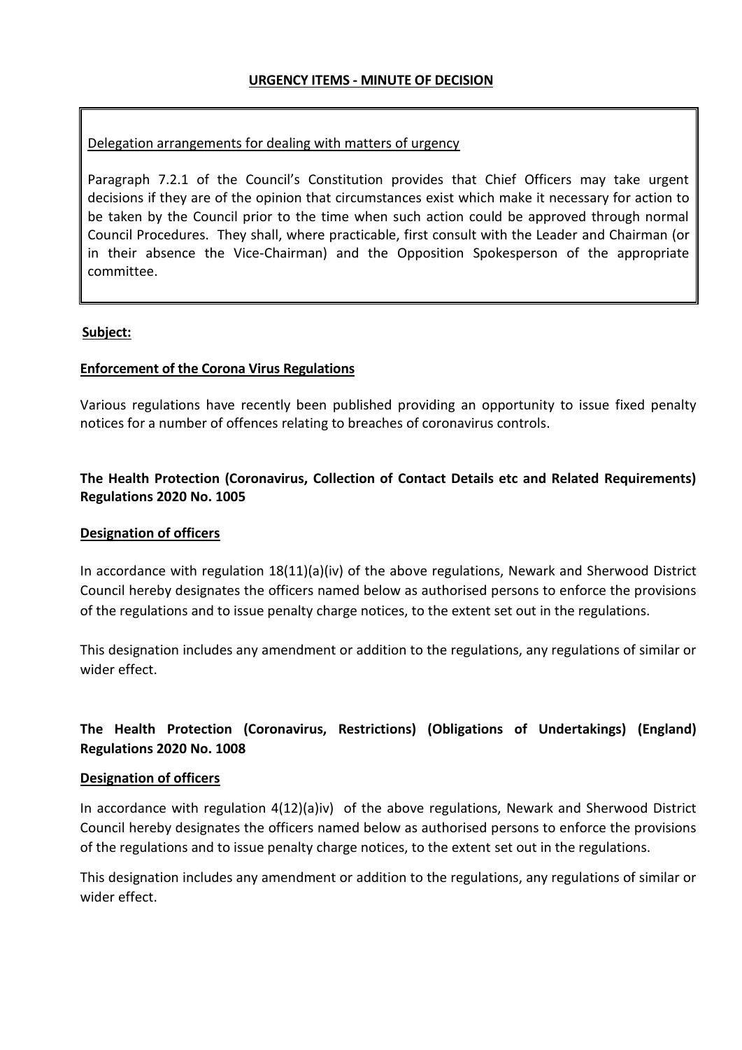**URGENCY ITEMS - MINUTE OF DECISION**

Delegation arrangements for dealing with matters of urgency

Paragraph 7.2.1 of the Council's Constitution provides that Chief Officers may take urgent decisions if they are of the opinion that circumstances exist which make it necessary for action to be taken by the Council prior to the time when such action could be approved through normal Council Procedures. They shall, where practicable, first consult with the Leader and Chairman (or in their absence the Vice-Chairman) and the Opposition Spokesperson of the appropriate committee.

**Subject:**

**Enforcement of the Corona Virus Regulations**

Various regulations have recently been published providing an opportunity to issue fixed penalty notices for a number of offences relating to breaches of coronavirus controls.

**The Health Protection (Coronavirus, Collection of Contact Details etc and Related Requirements) Regulations 2020 No. 1005**

**Designation of officers**

In accordance with regulation 18(11)(a)(iv) of the above regulations, Newark and Sherwood District Council hereby designates the officers named below as authorised persons to enforce the provisions of the regulations and to issue penalty charge notices, to the extent set out in the regulations.

This designation includes any amendment or addition to the regulations, any regulations of similar or wider effect.

**The Health Protection (Coronavirus, Restrictions) (Obligations of Undertakings) (England) Regulations 2020 No. 1008**

**Designation of officers**

In accordance with regulation 4(12)(a)iv) of the above regulations, Newark and Sherwood District Council hereby designates the officers named below as authorised persons to enforce the provisions of the regulations and to issue penalty charge notices, to the extent set out in the regulations.

This designation includes any amendment or addition to the regulations, any regulations of similar or wider effect.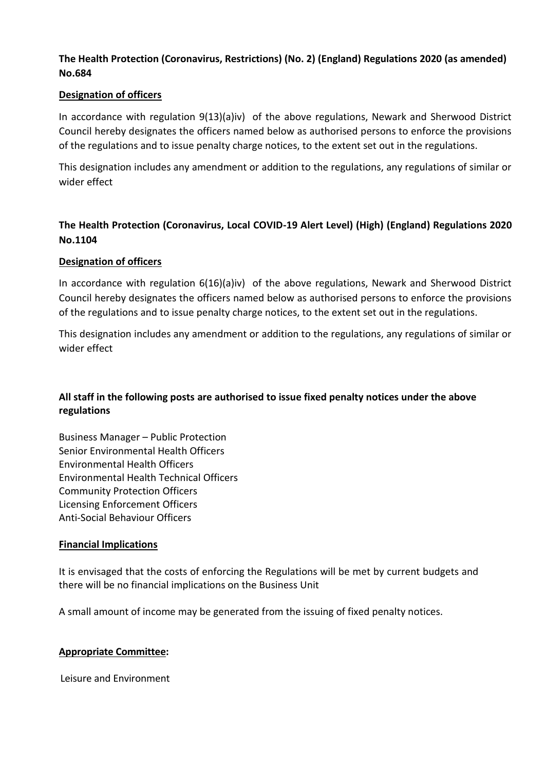**The Health Protection (Coronavirus, Restrictions) (No. 2) (England) Regulations 2020 (as amended) No.684**

**Designation of officers**

In accordance with regulation 9(13)(a)iv) of the above regulations, Newark and Sherwood District Council hereby designates the officers named below as authorised persons to enforce the provisions of the regulations and to issue penalty charge notices, to the extent set out in the regulations.

This designation includes any amendment or addition to the regulations, any regulations of similar or wider effect

**The Health Protection (Coronavirus, Local COVID-19 Alert Level) (High) (England) Regulations 2020 No.1104**

**Designation of officers**

In accordance with regulation 6(16)(a)iv) of the above regulations, Newark and Sherwood District Council hereby designates the officers named below as authorised persons to enforce the provisions of the regulations and to issue penalty charge notices, to the extent set out in the regulations.

This designation includes any amendment or addition to the regulations, any regulations of similar or wider effect

**All staff in the following posts are authorised to issue fixed penalty notices under the above regulations**

Business Manager – Public Protection
Senior Environmental Health Officers
Environmental Health Officers
Environmental Health Technical Officers
Community Protection Officers
Licensing Enforcement Officers
Anti-Social Behaviour Officers

**Financial Implications**

It is envisaged that the costs of enforcing the Regulations will be met by current budgets and there will be no financial implications on the Business Unit

A small amount of income may be generated from the issuing of fixed penalty notices.

**Appropriate Committee:**

Leisure and Environment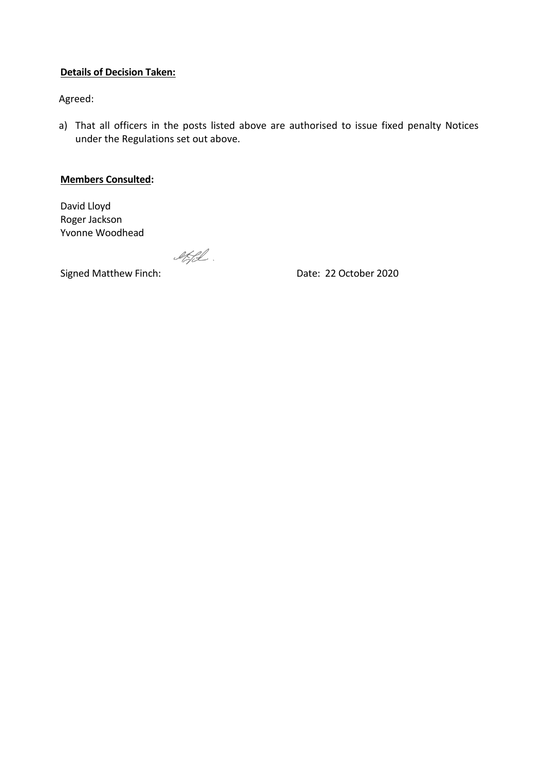**Details of Decision Taken:**

Agreed:

a) That all officers in the posts listed above are authorised to issue fixed penalty Notices under the Regulations set out above.

**Members Consulted:**

David Lloyd
Roger Jackson
Yvonne Woodhead

Signed Matthew Finch: Date: 22 October 2020